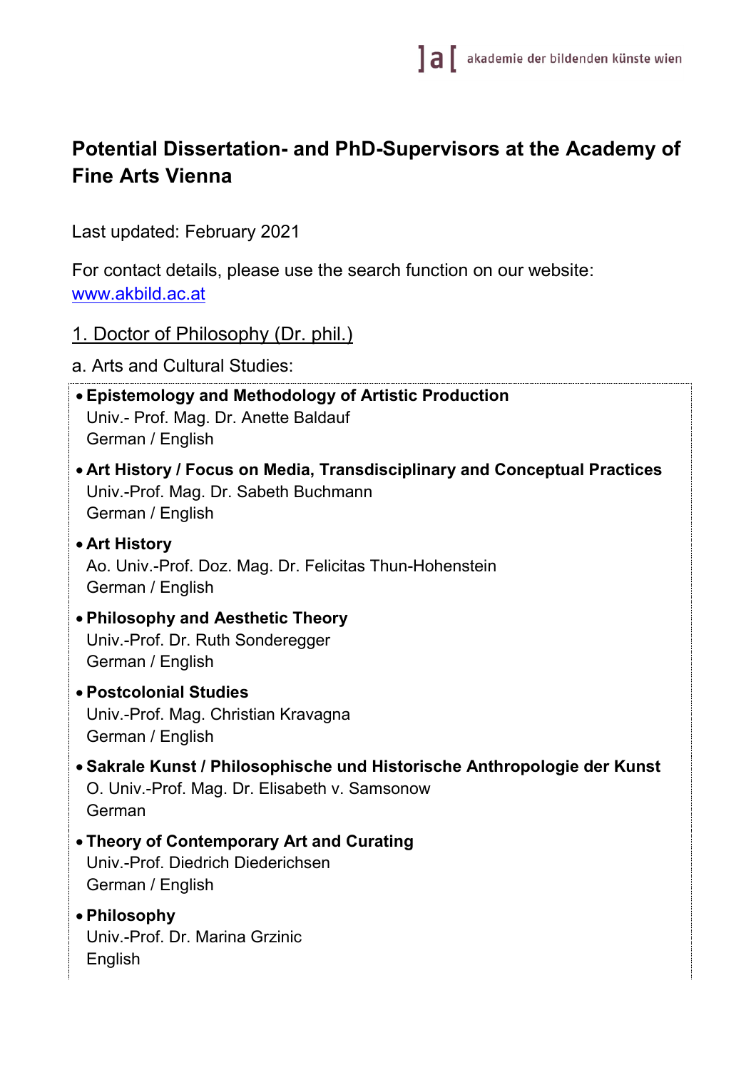# Potential Dissertation- and PhD-Supervisors at the Academy of Fine Arts Vienna

Last updated: February 2021

For contact details, please use the search function on our website: [www.akbild.ac.at](http://www.akbild.ac.at)

## 1. Doctor of Philosophy (Dr. phil.)

a. Arts and Cultural Studies:

- **Epistemology and Methodology of Artistic Production**
  Univ.- Prof. Mag. Dr. Anette Baldauf
  German / English
- **Art History / Focus on Media, Transdisciplinary and Conceptual Practices**
  Univ.-Prof. Mag. Dr. Sabeth Buchmann
  German / English
- **Art History**
  Ao. Univ.-Prof. Doz. Mag. Dr. Felicitas Thun-Hohenstein
  German / English
- **Philosophy and Aesthetic Theory**
  Univ.-Prof. Dr. Ruth Sonderegger
  German / English
- **Postcolonial Studies**
  Univ.-Prof. Mag. Christian Kravagna
  German / English
- **Sakrale Kunst / Philosophische und Historische Anthropologie der Kunst**
  O. Univ.-Prof. Mag. Dr. Elisabeth v. Samsonow
  German
- **Theory of Contemporary Art and Curating**
  Univ.-Prof. Diedrich Diederichsen
  German / English
- **Philosophy**
  Univ.-Prof. Dr. Marina Grzinic
  English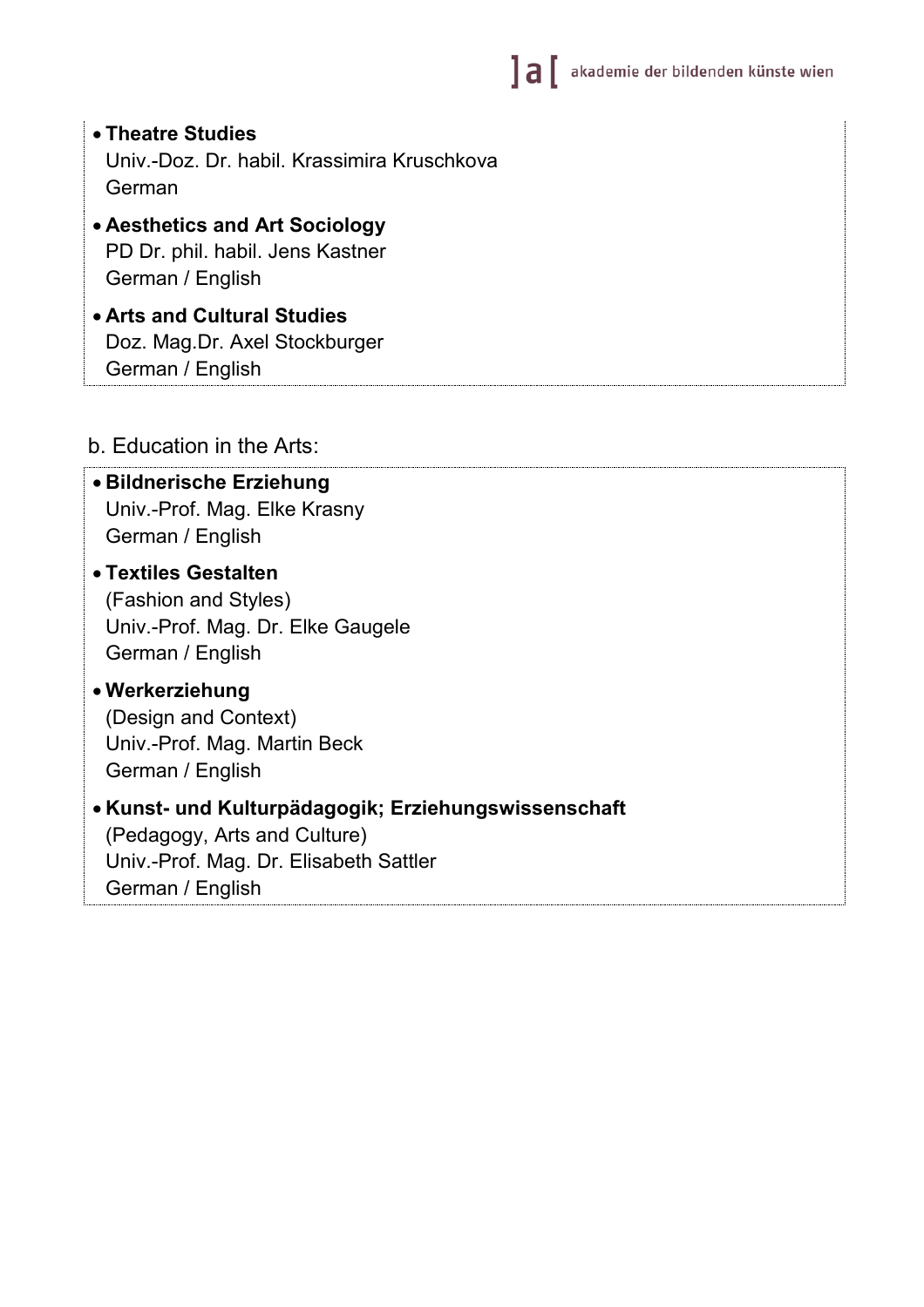- **Theatre Studies**
  Univ.-Doz. Dr. habil. Krassimira Kruschkova
  German

- **Aesthetics and Art Sociology**
  PD Dr. phil. habil. Jens Kastner
  German / English

- **Arts and Cultural Studies**
  Doz. Mag.Dr. Axel Stockburger
  German / English

b. Education in the Arts:

- **Bildnerische Erziehung**
  Univ.-Prof. Mag. Elke Krasny
  German / English

- **Textiles Gestalten**
  (Fashion and Styles)
  Univ.-Prof. Mag. Dr. Elke Gaugele
  German / English

- **Werkerziehung**
  (Design and Context)
  Univ.-Prof. Mag. Martin Beck
  German / English

- **Kunst- und Kulturpädagogik; Erziehungswissenschaft**
  (Pedagogy, Arts and Culture)
  Univ.-Prof. Mag. Dr. Elisabeth Sattler
  German / English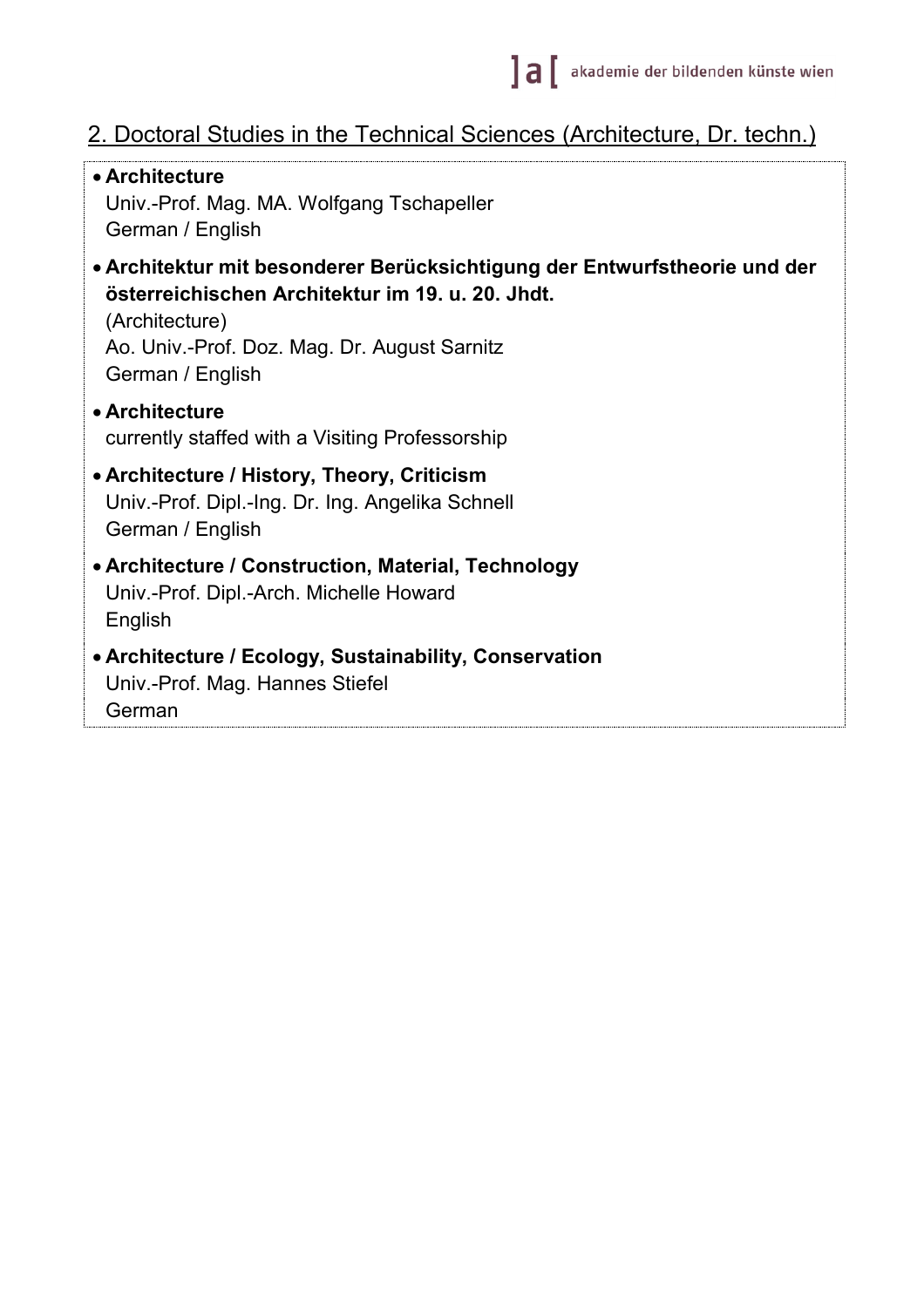## 2. Doctoral Studies in the Technical Sciences (Architecture, Dr. techn.)

- **Architecture**
  Univ.-Prof. Mag. MA. Wolfgang Tschapeller
  German / English

- **Architektur mit besonderer Berücksichtigung der Entwurfstheorie und der österreichischen Architektur im 19. u. 20. Jhdt.**
  (Architecture)
  Ao. Univ.-Prof. Doz. Mag. Dr. August Sarnitz
  German / English

- **Architecture**
  currently staffed with a Visiting Professorship

- **Architecture / History, Theory, Criticism**
  Univ.-Prof. Dipl.-Ing. Dr. Ing. Angelika Schnell
  German / English

- **Architecture / Construction, Material, Technology**
  Univ.-Prof. Dipl.-Arch. Michelle Howard
  English

- **Architecture / Ecology, Sustainability, Conservation**
  Univ.-Prof. Mag. Hannes Stiefel
  German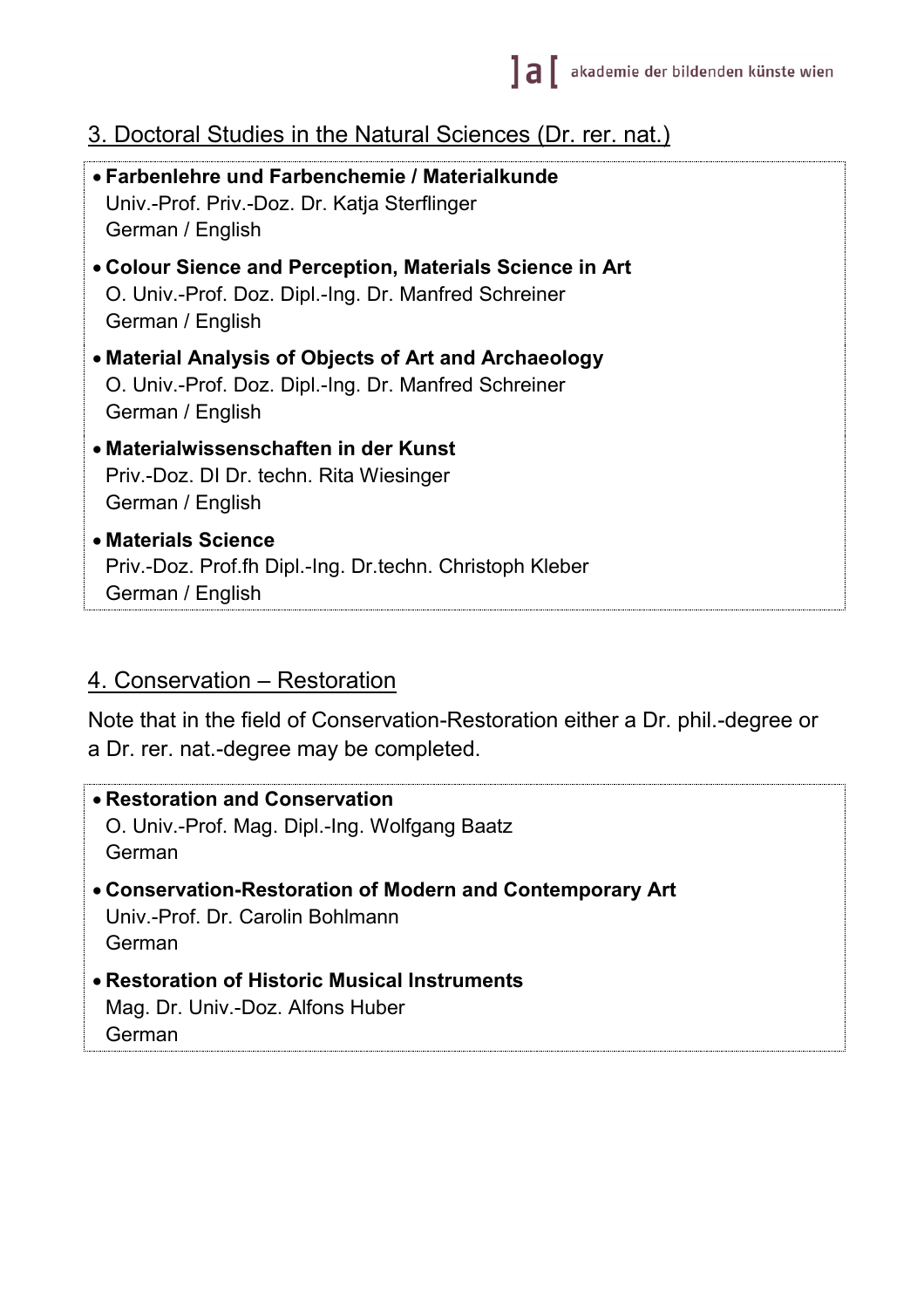## 3. Doctoral Studies in the Natural Sciences (Dr. rer. nat.)

- **Farbenlehre und Farbenchemie / Materialkunde**
  Univ.-Prof. Priv.-Doz. Dr. Katja Sterflinger
  German / English
- **Colour Sience and Perception, Materials Science in Art**
  O. Univ.-Prof. Doz. Dipl.-Ing. Dr. Manfred Schreiner
  German / English
- **Material Analysis of Objects of Art and Archaeology**
  O. Univ.-Prof. Doz. Dipl.-Ing. Dr. Manfred Schreiner
  German / English
- **Materialwissenschaften in der Kunst**
  Priv.-Doz. DI Dr. techn. Rita Wiesinger
  German / English
- **Materials Science**
  Priv.-Doz. Prof.fh Dipl.-Ing. Dr.techn. Christoph Kleber
  German / English

## 4. Conservation – Restoration

Note that in the field of Conservation-Restoration either a Dr. phil.-degree or a Dr. rer. nat.-degree may be completed.

- **Restoration and Conservation**
  O. Univ.-Prof. Mag. Dipl.-Ing. Wolfgang Baatz
  German
- **Conservation-Restoration of Modern and Contemporary Art**
  Univ.-Prof. Dr. Carolin Bohlmann
  German
- **Restoration of Historic Musical Instruments**
  Mag. Dr. Univ.-Doz. Alfons Huber
  German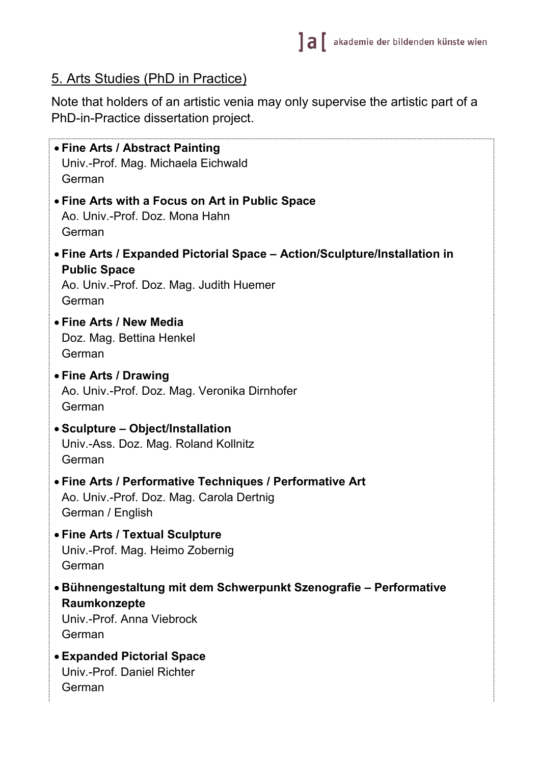## 5. Arts Studies (PhD in Practice)

Note that holders of an artistic venia may only supervise the artistic part of a PhD-in-Practice dissertation project.

- **Fine Arts / Abstract Painting**
  Univ.-Prof. Mag. Michaela Eichwald
  German
- **Fine Arts with a Focus on Art in Public Space**
  Ao. Univ.-Prof. Doz. Mona Hahn
  German
- **Fine Arts / Expanded Pictorial Space – Action/Sculpture/Installation in Public Space**
  Ao. Univ.-Prof. Doz. Mag. Judith Huemer
  German
- **Fine Arts / New Media**
  Doz. Mag. Bettina Henkel
  German
- **Fine Arts / Drawing**
  Ao. Univ.-Prof. Doz. Mag. Veronika Dirnhofer
  German
- **Sculpture – Object/Installation**
  Univ.-Ass. Doz. Mag. Roland Kollnitz
  German
- **Fine Arts / Performative Techniques / Performative Art**
  Ao. Univ.-Prof. Doz. Mag. Carola Dertnig
  German / English
- **Fine Arts / Textual Sculpture**
  Univ.-Prof. Mag. Heimo Zobernig
  German
- **Bühnengestaltung mit dem Schwerpunkt Szenografie – Performative Raumkonzepte**
  Univ.-Prof. Anna Viebrock
  German
- **Expanded Pictorial Space**
  Univ.-Prof. Daniel Richter
  German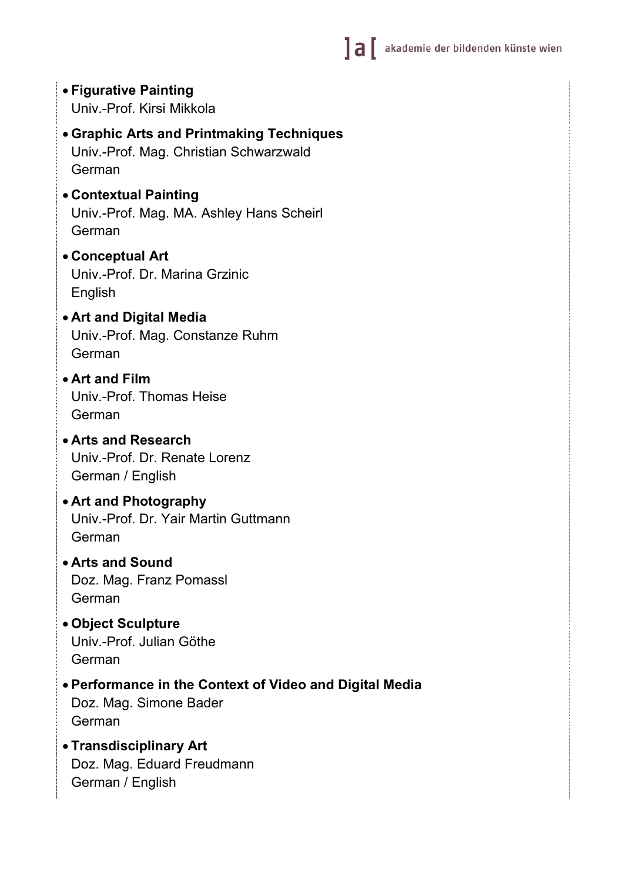- **Figurative Painting**
  Univ.-Prof. Kirsi Mikkola

- **Graphic Arts and Printmaking Techniques**
  Univ.-Prof. Mag. Christian Schwarzwald
  German

- **Contextual Painting**
  Univ.-Prof. Mag. MA. Ashley Hans Scheirl
  German

- **Conceptual Art**
  Univ.-Prof. Dr. Marina Grzinic
  English

- **Art and Digital Media**
  Univ.-Prof. Mag. Constanze Ruhm
  German

- **Art and Film**
  Univ.-Prof. Thomas Heise
  German

- **Arts and Research**
  Univ.-Prof. Dr. Renate Lorenz
  German / English

- **Art and Photography**
  Univ.-Prof. Dr. Yair Martin Guttmann
  German

- **Arts and Sound**
  Doz. Mag. Franz Pomassl
  German

- **Object Sculpture**
  Univ.-Prof. Julian Göthe
  German

- **Performance in the Context of Video and Digital Media**
  Doz. Mag. Simone Bader
  German

- **Transdisciplinary Art**
  Doz. Mag. Eduard Freudmann
  German / English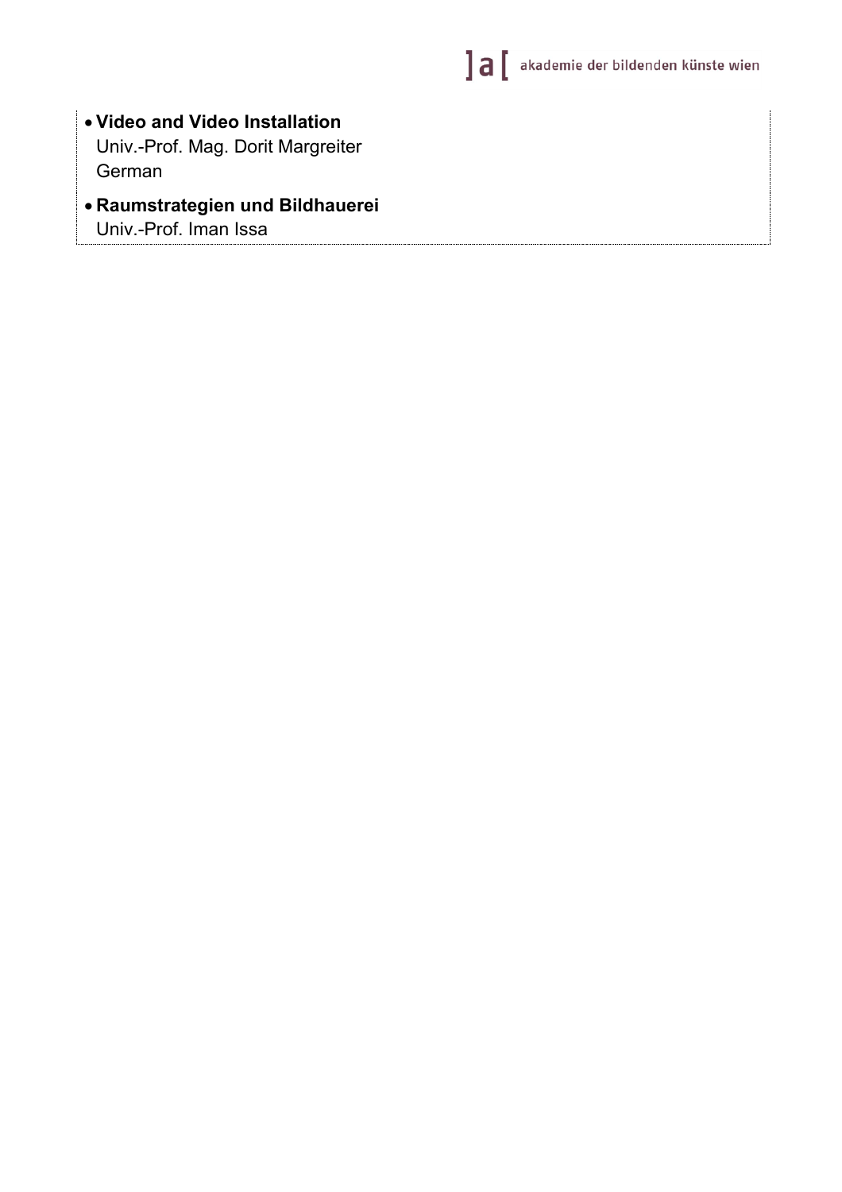- **Video and Video Installation**
  Univ.-Prof. Mag. Dorit Margreiter
  German
- **Raumstrategien und Bildhauerei**
  Univ.-Prof. Iman Issa